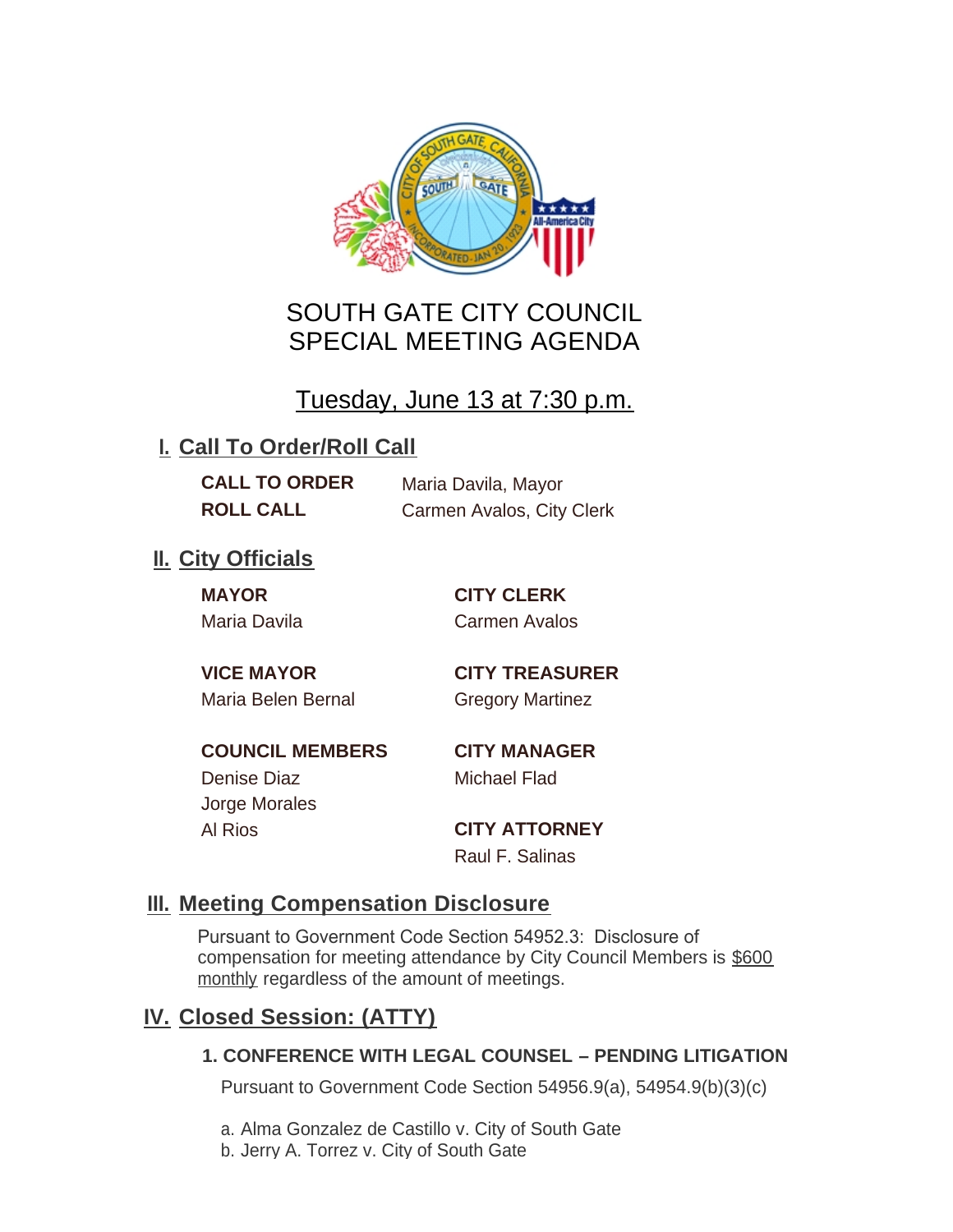# SOUTH GATE CITY COUNCIL
# SPECIAL MEETING AGENDA

Tuesday, June 13 at 7:30 p.m.

## I. Call To Order/Roll Call

**CALL TO ORDER** Maria Davila, Mayor
**ROLL CALL** Carmen Avalos, City Clerk

## II. City Officials

**MAYOR**
Maria Davila

**CITY CLERK**
Carmen Avalos

**VICE MAYOR**
Maria Belen Bernal

**CITY TREASURER**
Gregory Martinez

**COUNCIL MEMBERS**
Denise Diaz
Jorge Morales
Al Rios

**CITY MANAGER**
Michael Flad

**CITY ATTORNEY**
Raul F. Salinas

## III. Meeting Compensation Disclosure

Pursuant to Government Code Section 54952.3: Disclosure of compensation for meeting attendance by City Council Members is $600 monthly regardless of the amount of meetings.

## IV. Closed Session: (ATTY)

### 1. CONFERENCE WITH LEGAL COUNSEL – PENDING LITIGATION

Pursuant to Government Code Section 54956.9(a), 54954.9(b)(3)(c)

a. Alma Gonzalez de Castillo v. City of South Gate
b. Jerry A. Torrez v. City of South Gate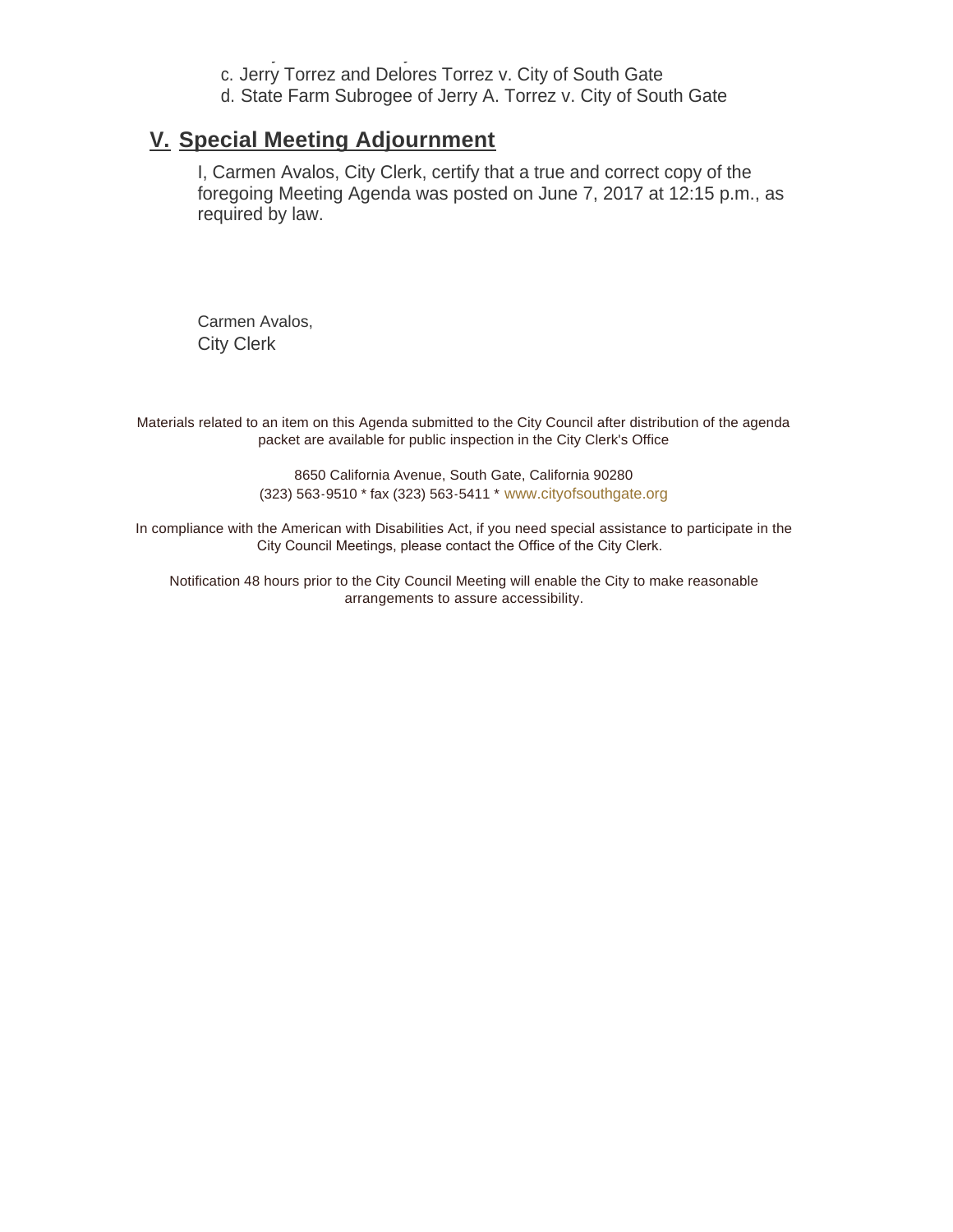c. Jerry Torrez and Delores Torrez v. City of South Gate

d. State Farm Subrogee of Jerry A. Torrez v. City of South Gate

## V. Special Meeting Adjournment

I, Carmen Avalos, City Clerk, certify that a true and correct copy of the foregoing Meeting Agenda was posted on June 7, 2017 at 12:15 p.m., as required by law.

Carmen Avalos,
City Clerk

Materials related to an item on this Agenda submitted to the City Council after distribution of the agenda packet are available for public inspection in the City Clerk's Office

8650 California Avenue, South Gate, California 90280
(323) 563-9510 * fax (323) 563-5411 * www.cityofsouthgate.org

In compliance with the American with Disabilities Act, if you need special assistance to participate in the City Council Meetings, please contact the Office of the City Clerk.

Notification 48 hours prior to the City Council Meeting will enable the City to make reasonable arrangements to assure accessibility.